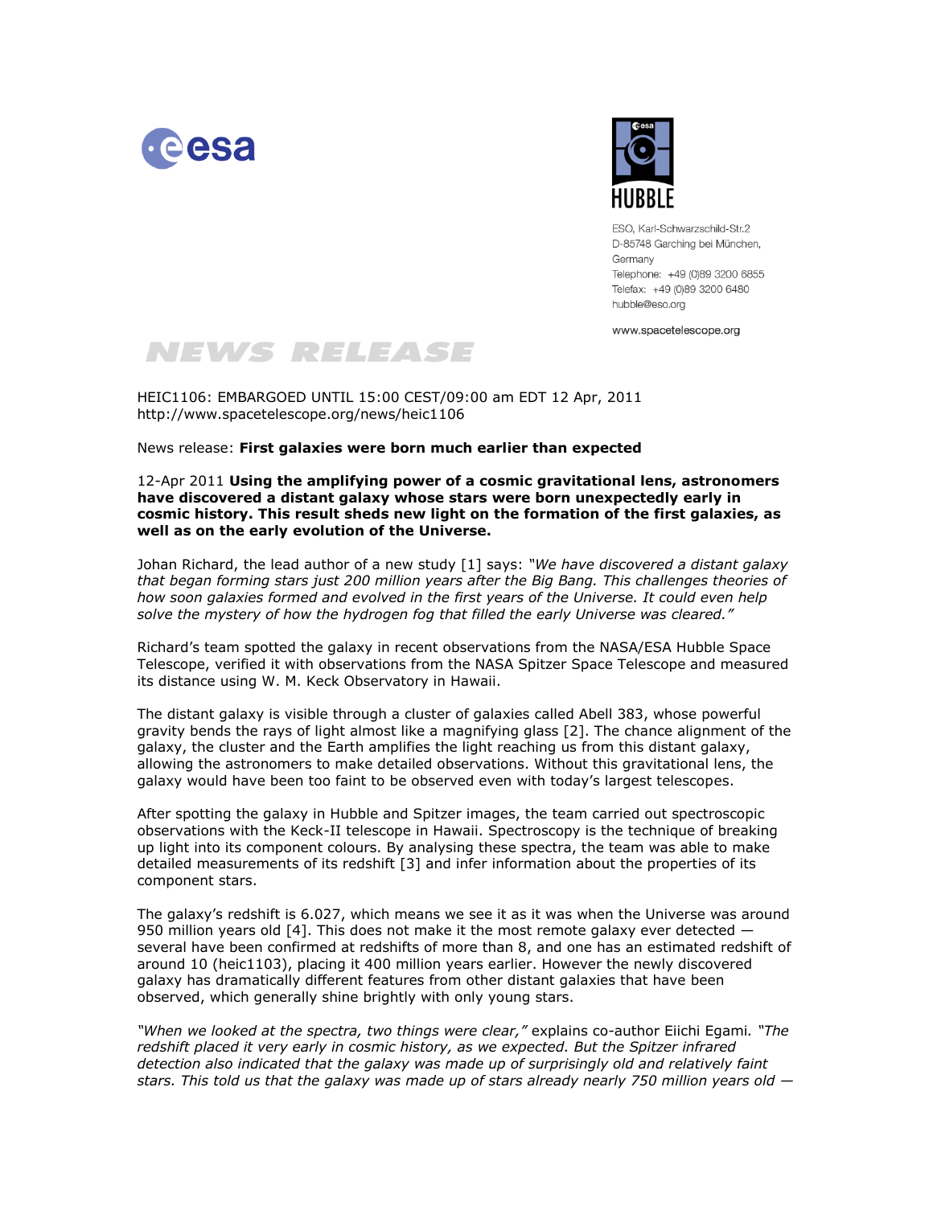ESO, Karl-Schwarzschild-Str.2
D-85748 Garching bei München,
Germany
Telephone: +49 (0)89 3200 6855
Telefax: +49 (0)89 3200 6480
hubble@eso.org

www.spacetelescope.org

# NEWS RELEASE

HEIC1106: EMBARGOED UNTIL 15:00 CEST/09:00 am EDT 12 Apr, 2011
http://www.spacetelescope.org/news/heic1106

News release: **First galaxies were born much earlier than expected**

12-Apr 2011 **Using the amplifying power of a cosmic gravitational lens, astronomers have discovered a distant galaxy whose stars were born unexpectedly early in cosmic history. This result sheds new light on the formation of the first galaxies, as well as on the early evolution of the Universe.**

Johan Richard, the lead author of a new study [1] says: *"We have discovered a distant galaxy that began forming stars just 200 million years after the Big Bang. This challenges theories of how soon galaxies formed and evolved in the first years of the Universe. It could even help solve the mystery of how the hydrogen fog that filled the early Universe was cleared."*

Richard's team spotted the galaxy in recent observations from the NASA/ESA Hubble Space Telescope, verified it with observations from the NASA Spitzer Space Telescope and measured its distance using W. M. Keck Observatory in Hawaii.

The distant galaxy is visible through a cluster of galaxies called Abell 383, whose powerful gravity bends the rays of light almost like a magnifying glass [2]. The chance alignment of the galaxy, the cluster and the Earth amplifies the light reaching us from this distant galaxy, allowing the astronomers to make detailed observations. Without this gravitational lens, the galaxy would have been too faint to be observed even with today's largest telescopes.

After spotting the galaxy in Hubble and Spitzer images, the team carried out spectroscopic observations with the Keck-II telescope in Hawaii. Spectroscopy is the technique of breaking up light into its component colours. By analysing these spectra, the team was able to make detailed measurements of its redshift [3] and infer information about the properties of its component stars.

The galaxy's redshift is 6.027, which means we see it as it was when the Universe was around 950 million years old [4]. This does not make it the most remote galaxy ever detected — several have been confirmed at redshifts of more than 8, and one has an estimated redshift of around 10 (heic1103), placing it 400 million years earlier. However the newly discovered galaxy has dramatically different features from other distant galaxies that have been observed, which generally shine brightly with only young stars.

*"When we looked at the spectra, two things were clear,"* explains co-author Eiichi Egami. *"The redshift placed it very early in cosmic history, as we expected. But the Spitzer infrared detection also indicated that the galaxy was made up of surprisingly old and relatively faint stars. This told us that the galaxy was made up of stars already nearly 750 million years old —*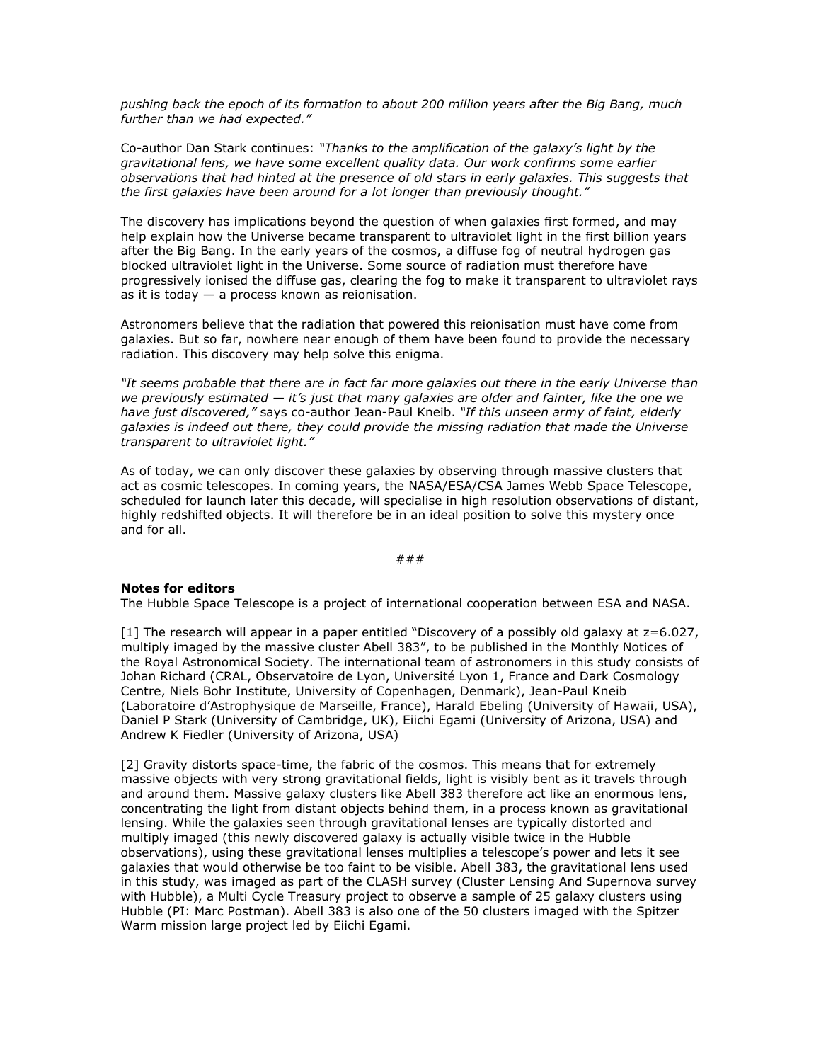*pushing back the epoch of its formation to about 200 million years after the Big Bang, much further than we had expected."*

Co-author Dan Stark continues: *"Thanks to the amplification of the galaxy's light by the gravitational lens, we have some excellent quality data. Our work confirms some earlier observations that had hinted at the presence of old stars in early galaxies. This suggests that the first galaxies have been around for a lot longer than previously thought."*

The discovery has implications beyond the question of when galaxies first formed, and may help explain how the Universe became transparent to ultraviolet light in the first billion years after the Big Bang. In the early years of the cosmos, a diffuse fog of neutral hydrogen gas blocked ultraviolet light in the Universe. Some source of radiation must therefore have progressively ionised the diffuse gas, clearing the fog to make it transparent to ultraviolet rays as it is today — a process known as reionisation.

Astronomers believe that the radiation that powered this reionisation must have come from galaxies. But so far, nowhere near enough of them have been found to provide the necessary radiation. This discovery may help solve this enigma.

*"It seems probable that there are in fact far more galaxies out there in the early Universe than we previously estimated — it's just that many galaxies are older and fainter, like the one we have just discovered,"* says co-author Jean-Paul Kneib. *"If this unseen army of faint, elderly galaxies is indeed out there, they could provide the missing radiation that made the Universe transparent to ultraviolet light."*

As of today, we can only discover these galaxies by observing through massive clusters that act as cosmic telescopes. In coming years, the NASA/ESA/CSA James Webb Space Telescope, scheduled for launch later this decade, will specialise in high resolution observations of distant, highly redshifted objects. It will therefore be in an ideal position to solve this mystery once and for all.

###

**Notes for editors**

The Hubble Space Telescope is a project of international cooperation between ESA and NASA.

[1] The research will appear in a paper entitled "Discovery of a possibly old galaxy at $z=6.027$, multiply imaged by the massive cluster Abell 383", to be published in the Monthly Notices of the Royal Astronomical Society. The international team of astronomers in this study consists of Johan Richard (CRAL, Observatoire de Lyon, Université Lyon 1, France and Dark Cosmology Centre, Niels Bohr Institute, University of Copenhagen, Denmark), Jean-Paul Kneib (Laboratoire d'Astrophysique de Marseille, France), Harald Ebeling (University of Hawaii, USA), Daniel P Stark (University of Cambridge, UK), Eiichi Egami (University of Arizona, USA) and Andrew K Fiedler (University of Arizona, USA)

[2] Gravity distorts space-time, the fabric of the cosmos. This means that for extremely massive objects with very strong gravitational fields, light is visibly bent as it travels through and around them. Massive galaxy clusters like Abell 383 therefore act like an enormous lens, concentrating the light from distant objects behind them, in a process known as gravitational lensing. While the galaxies seen through gravitational lenses are typically distorted and multiply imaged (this newly discovered galaxy is actually visible twice in the Hubble observations), using these gravitational lenses multiplies a telescope's power and lets it see galaxies that would otherwise be too faint to be visible. Abell 383, the gravitational lens used in this study, was imaged as part of the CLASH survey (Cluster Lensing And Supernova survey with Hubble), a Multi Cycle Treasury project to observe a sample of 25 galaxy clusters using Hubble (PI: Marc Postman). Abell 383 is also one of the 50 clusters imaged with the Spitzer Warm mission large project led by Eiichi Egami.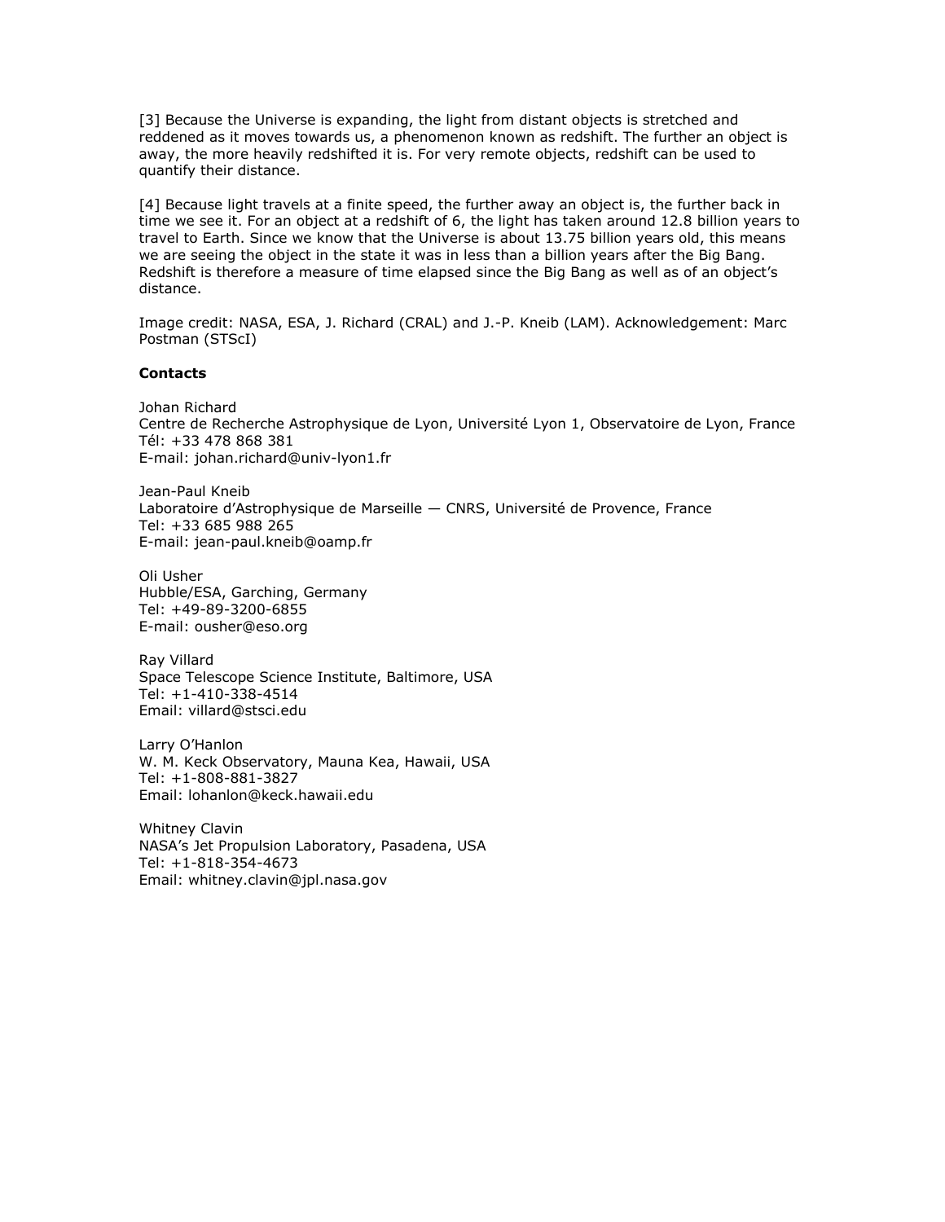[3] Because the Universe is expanding, the light from distant objects is stretched and reddened as it moves towards us, a phenomenon known as redshift. The further an object is away, the more heavily redshifted it is. For very remote objects, redshift can be used to quantify their distance.

[4] Because light travels at a finite speed, the further away an object is, the further back in time we see it. For an object at a redshift of 6, the light has taken around 12.8 billion years to travel to Earth. Since we know that the Universe is about 13.75 billion years old, this means we are seeing the object in the state it was in less than a billion years after the Big Bang. Redshift is therefore a measure of time elapsed since the Big Bang as well as of an object's distance.

Image credit: NASA, ESA, J. Richard (CRAL) and J.-P. Kneib (LAM). Acknowledgement: Marc Postman (STScI)

**Contacts**

Johan Richard
Centre de Recherche Astrophysique de Lyon, Université Lyon 1, Observatoire de Lyon, France
Tél: +33 478 868 381
E-mail: johan.richard@univ-lyon1.fr

Jean-Paul Kneib
Laboratoire d'Astrophysique de Marseille — CNRS, Université de Provence, France
Tel: +33 685 988 265
E-mail: jean-paul.kneib@oamp.fr

Oli Usher
Hubble/ESA, Garching, Germany
Tel: +49-89-3200-6855
E-mail: ousher@eso.org

Ray Villard
Space Telescope Science Institute, Baltimore, USA
Tel: +1-410-338-4514
Email: villard@stsci.edu

Larry O'Hanlon
W. M. Keck Observatory, Mauna Kea, Hawaii, USA
Tel: +1-808-881-3827
Email: lohanlon@keck.hawaii.edu

Whitney Clavin
NASA's Jet Propulsion Laboratory, Pasadena, USA
Tel: +1-818-354-4673
Email: whitney.clavin@jpl.nasa.gov